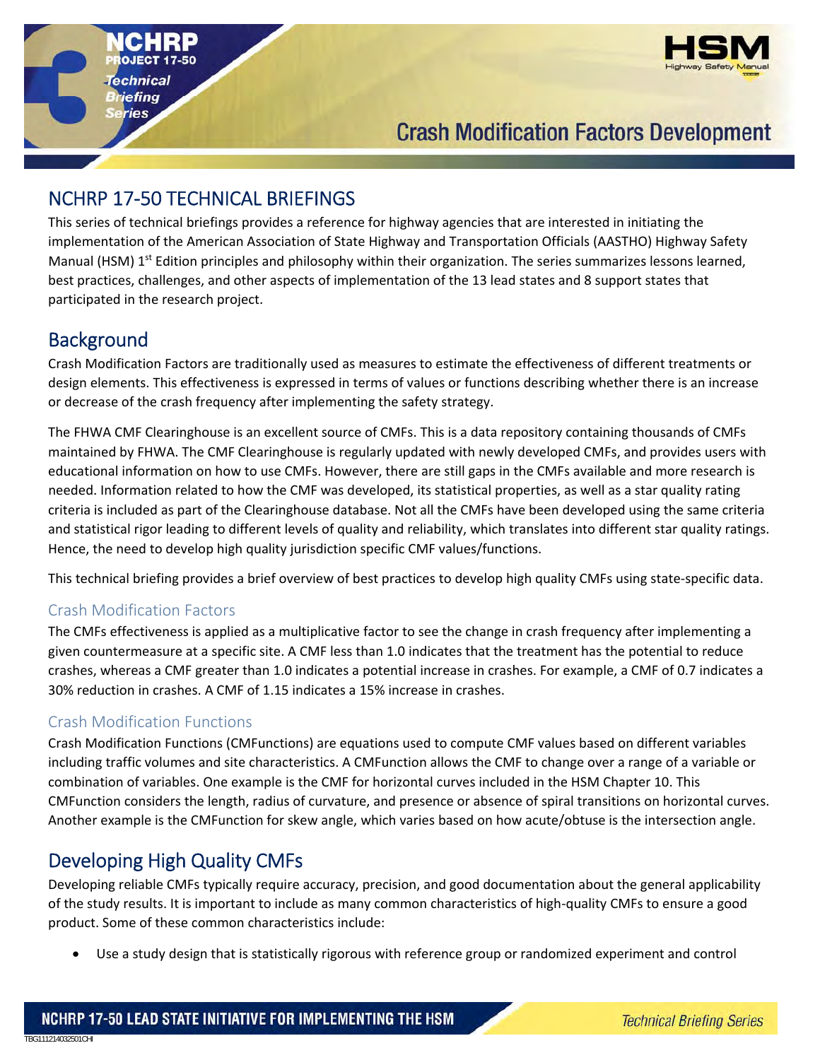# Crash Modification Factors Development

## NCHRP 17-50 TECHNICAL BRIEFINGS

This series of technical briefings provides a reference for highway agencies that are interested in initiating the implementation of the American Association of State Highway and Transportation Officials (AASHTO) Highway Safety Manual (HSM) 1st Edition principles and philosophy within their organization. The series summarizes lessons learned, best practices, challenges, and other aspects of implementation of the 13 lead states and 8 support states that participated in the research project.

## Background

Crash Modification Factors are traditionally used as measures to estimate the effectiveness of different treatments or design elements. This effectiveness is expressed in terms of values or functions describing whether there is an increase or decrease of the crash frequency after implementing the safety strategy.

The FHWA CMF Clearinghouse is an excellent source of CMFs. This is a data repository containing thousands of CMFs maintained by FHWA. The CMF Clearinghouse is regularly updated with newly developed CMFs, and provides users with educational information on how to use CMFs. However, there are still gaps in the CMFs available and more research is needed. Information related to how the CMF was developed, its statistical properties, as well as a star quality rating criteria is included as part of the Clearinghouse database. Not all the CMFs have been developed using the same criteria and statistical rigor leading to different levels of quality and reliability, which translates into different star quality ratings. Hence, the need to develop high quality jurisdiction specific CMF values/functions.

This technical briefing provides a brief overview of best practices to develop high quality CMFs using state-specific data.

### Crash Modification Factors

The CMFs effectiveness is applied as a multiplicative factor to see the change in crash frequency after implementing a given countermeasure at a specific site. A CMF less than 1.0 indicates that the treatment has the potential to reduce crashes, whereas a CMF greater than 1.0 indicates a potential increase in crashes. For example, a CMF of 0.7 indicates a 30% reduction in crashes. A CMF of 1.15 indicates a 15% increase in crashes.

### Crash Modification Functions

Crash Modification Functions (CMFunctions) are equations used to compute CMF values based on different variables including traffic volumes and site characteristics. A CMFunction allows the CMF to change over a range of a variable or combination of variables. One example is the CMF for horizontal curves included in the HSM Chapter 10. This CMFunction considers the length, radius of curvature, and presence or absence of spiral transitions on horizontal curves. Another example is the CMFunction for skew angle, which varies based on how acute/obtuse is the intersection angle.

## Developing High Quality CMFs

Developing reliable CMFs typically require accuracy, precision, and good documentation about the general applicability of the study results. It is important to include as many common characteristics of high-quality CMFs to ensure a good product. Some of these common characteristics include:

- Use a study design that is statistically rigorous with reference group or randomized experiment and control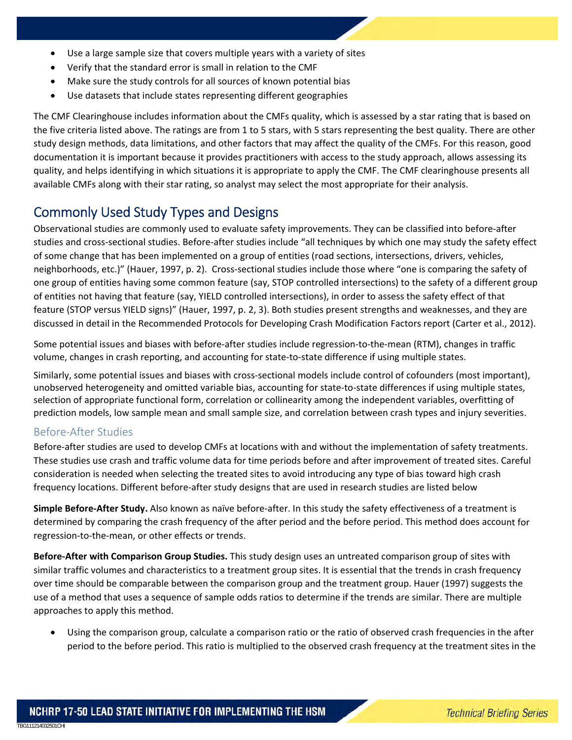- Use a large sample size that covers multiple years with a variety of sites
- Verify that the standard error is small in relation to the CMF
- Make sure the study controls for all sources of known potential bias
- Use datasets that include states representing different geographies

The CMF Clearinghouse includes information about the CMFs quality, which is assessed by a star rating that is based on the five criteria listed above. The ratings are from 1 to 5 stars, with 5 stars representing the best quality. There are other study design methods, data limitations, and other factors that may affect the quality of the CMFs. For this reason, good documentation it is important because it provides practitioners with access to the study approach, allows assessing its quality, and helps identifying in which situations it is appropriate to apply the CMF. The CMF clearinghouse presents all available CMFs along with their star rating, so analyst may select the most appropriate for their analysis.

## Commonly Used Study Types and Designs

Observational studies are commonly used to evaluate safety improvements. They can be classified into before-after studies and cross-sectional studies. Before-after studies include "all techniques by which one may study the safety effect of some change that has been implemented on a group of entities (road sections, intersections, drivers, vehicles, neighborhoods, etc.)" (Hauer, 1997, p. 2). Cross-sectional studies include those where "one is comparing the safety of one group of entities having some common feature (say, STOP controlled intersections) to the safety of a different group of entities not having that feature (say, YIELD controlled intersections), in order to assess the safety effect of that feature (STOP versus YIELD signs)" (Hauer, 1997, p. 2, 3). Both studies present strengths and weaknesses, and they are discussed in detail in the Recommended Protocols for Developing Crash Modification Factors report (Carter et al., 2012).

Some potential issues and biases with before-after studies include regression-to-the-mean (RTM), changes in traffic volume, changes in crash reporting, and accounting for state-to-state difference if using multiple states.

Similarly, some potential issues and biases with cross-sectional models include control of cofounders (most important), unobserved heterogeneity and omitted variable bias, accounting for state-to-state differences if using multiple states, selection of appropriate functional form, correlation or collinearity among the independent variables, overfitting of prediction models, low sample mean and small sample size, and correlation between crash types and injury severities.

### Before-After Studies

Before-after studies are used to develop CMFs at locations with and without the implementation of safety treatments. These studies use crash and traffic volume data for time periods before and after improvement of treated sites. Careful consideration is needed when selecting the treated sites to avoid introducing any type of bias toward high crash frequency locations. Different before-after study designs that are used in research studies are listed below

**Simple Before-After Study.** Also known as naïve before-after. In this study the safety effectiveness of a treatment is determined by comparing the crash frequency of the after period and the before period. This method does account for regression-to-the-mean, or other effects or trends.

**Before-After with Comparison Group Studies.** This study design uses an untreated comparison group of sites with similar traffic volumes and characteristics to a treatment group sites. It is essential that the trends in crash frequency over time should be comparable between the comparison group and the treatment group. Hauer (1997) suggests the use of a method that uses a sequence of sample odds ratios to determine if the trends are similar. There are multiple approaches to apply this method.

- Using the comparison group, calculate a comparison ratio or the ratio of observed crash frequencies in the after period to the before period. This ratio is multiplied to the observed crash frequency at the treatment sites in the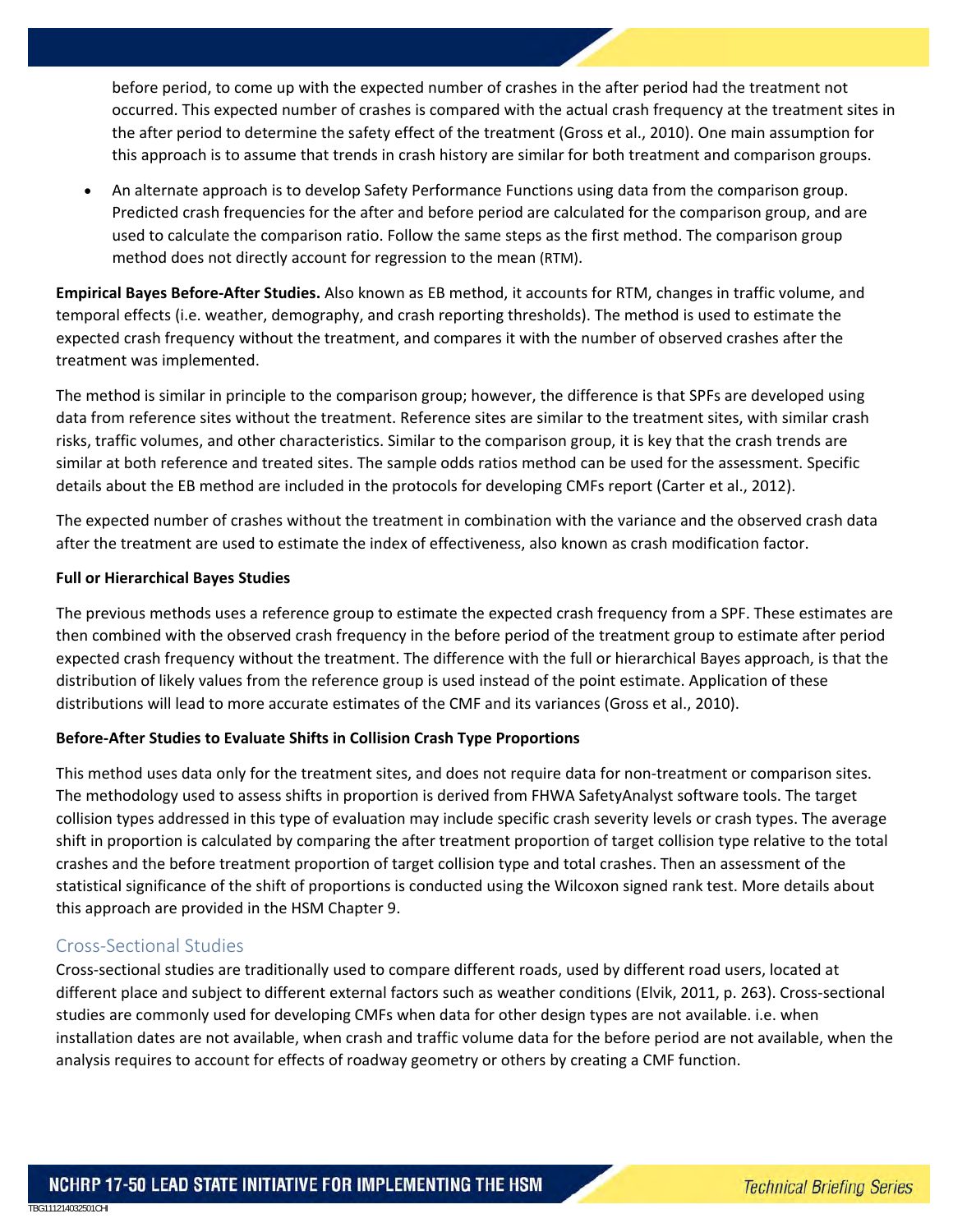before period, to come up with the expected number of crashes in the after period had the treatment not occurred. This expected number of crashes is compared with the actual crash frequency at the treatment sites in the after period to determine the safety effect of the treatment (Gross et al., 2010). One main assumption for this approach is to assume that trends in crash history are similar for both treatment and comparison groups.

- An alternate approach is to develop Safety Performance Functions using data from the comparison group. Predicted crash frequencies for the after and before period are calculated for the comparison group, and are used to calculate the comparison ratio. Follow the same steps as the first method. The comparison group method does not directly account for regression to the mean (RTM).

**Empirical Bayes Before-After Studies.** Also known as EB method, it accounts for RTM, changes in traffic volume, and temporal effects (i.e. weather, demography, and crash reporting thresholds). The method is used to estimate the expected crash frequency without the treatment, and compares it with the number of observed crashes after the treatment was implemented.

The method is similar in principle to the comparison group; however, the difference is that SPFs are developed using data from reference sites without the treatment. Reference sites are similar to the treatment sites, with similar crash risks, traffic volumes, and other characteristics. Similar to the comparison group, it is key that the crash trends are similar at both reference and treated sites. The sample odds ratios method can be used for the assessment. Specific details about the EB method are included in the protocols for developing CMFs report (Carter et al., 2012).

The expected number of crashes without the treatment in combination with the variance and the observed crash data after the treatment are used to estimate the index of effectiveness, also known as crash modification factor.

**Full or Hierarchical Bayes Studies**

The previous methods uses a reference group to estimate the expected crash frequency from a SPF. These estimates are then combined with the observed crash frequency in the before period of the treatment group to estimate after period expected crash frequency without the treatment. The difference with the full or hierarchical Bayes approach, is that the distribution of likely values from the reference group is used instead of the point estimate. Application of these distributions will lead to more accurate estimates of the CMF and its variances (Gross et al., 2010).

**Before-After Studies to Evaluate Shifts in Collision Crash Type Proportions**

This method uses data only for the treatment sites, and does not require data for non-treatment or comparison sites. The methodology used to assess shifts in proportion is derived from FHWA SafetyAnalyst software tools. The target collision types addressed in this type of evaluation may include specific crash severity levels or crash types. The average shift in proportion is calculated by comparing the after treatment proportion of target collision type relative to the total crashes and the before treatment proportion of target collision type and total crashes. Then an assessment of the statistical significance of the shift of proportions is conducted using the Wilcoxon signed rank test. More details about this approach are provided in the HSM Chapter 9.

## Cross-Sectional Studies

Cross-sectional studies are traditionally used to compare different roads, used by different road users, located at different place and subject to different external factors such as weather conditions (Elvik, 2011, p. 263). Cross-sectional studies are commonly used for developing CMFs when data for other design types are not available. i.e. when installation dates are not available, when crash and traffic volume data for the before period are not available, when the analysis requires to account for effects of roadway geometry or others by creating a CMF function.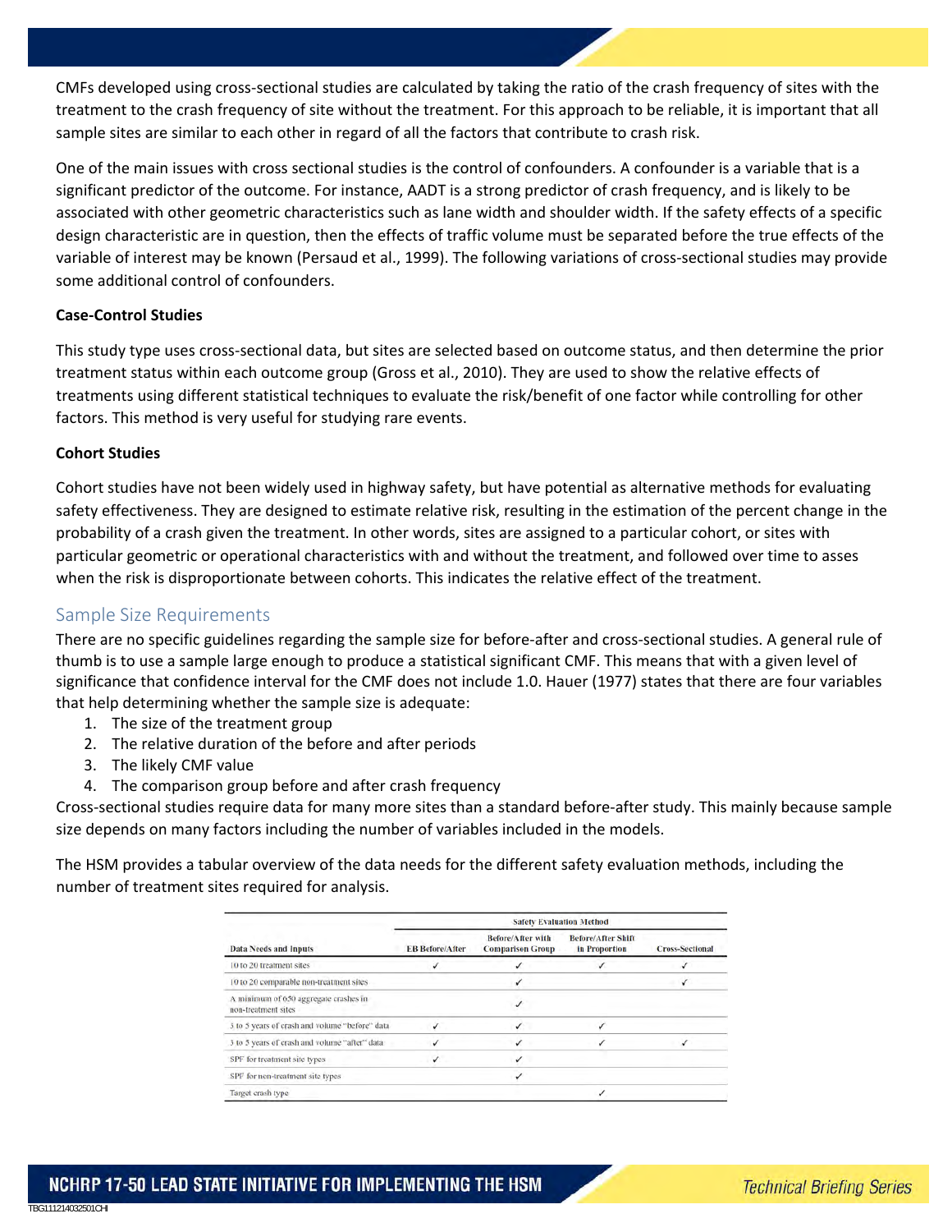CMFs developed using cross-sectional studies are calculated by taking the ratio of the crash frequency of sites with the treatment to the crash frequency of site without the treatment. For this approach to be reliable, it is important that all sample sites are similar to each other in regard of all the factors that contribute to crash risk.

One of the main issues with cross sectional studies is the control of confounders. A confounder is a variable that is a significant predictor of the outcome. For instance, AADT is a strong predictor of crash frequency, and is likely to be associated with other geometric characteristics such as lane width and shoulder width. If the safety effects of a specific design characteristic are in question, then the effects of traffic volume must be separated before the true effects of the variable of interest may be known (Persaud et al., 1999). The following variations of cross-sectional studies may provide some additional control of confounders.

**Case-Control Studies**

This study type uses cross-sectional data, but sites are selected based on outcome status, and then determine the prior treatment status within each outcome group (Gross et al., 2010). They are used to show the relative effects of treatments using different statistical techniques to evaluate the risk/benefit of one factor while controlling for other factors. This method is very useful for studying rare events.

**Cohort Studies**

Cohort studies have not been widely used in highway safety, but have potential as alternative methods for evaluating safety effectiveness. They are designed to estimate relative risk, resulting in the estimation of the percent change in the probability of a crash given the treatment. In other words, sites are assigned to a particular cohort, or sites with particular geometric or operational characteristics with and without the treatment, and followed over time to asses when the risk is disproportionate between cohorts. This indicates the relative effect of the treatment.

## Sample Size Requirements

There are no specific guidelines regarding the sample size for before-after and cross-sectional studies. A general rule of thumb is to use a sample large enough to produce a statistical significant CMF. This means that with a given level of significance that confidence interval for the CMF does not include 1.0. Hauer (1977) states that there are four variables that help determining whether the sample size is adequate:

1. The size of the treatment group
2. The relative duration of the before and after periods
3. The likely CMF value
4. The comparison group before and after crash frequency

Cross-sectional studies require data for many more sites than a standard before-after study. This mainly because sample size depends on many factors including the number of variables included in the models.

The HSM provides a tabular overview of the data needs for the different safety evaluation methods, including the number of treatment sites required for analysis.

| | Safety Evaluation Method | | | |
|---|---|---|---|---|
| Data Needs and Inputs | EB Before/After | Before/After with Comparison Group | Before/After Shift in Proportion | Cross-Sectional |
| 10 to 20 treatment sites | ✓ | ✓ | ✓ | ✓ |
| 10 to 20 comparable non-treatment sites | | ✓ | | ✓ |
| A minimum of 650 aggregate crashes in non-treatment sites | | ✓ | | |
| 3 to 5 years of crash and volume "before" data | ✓ | ✓ | ✓ | |
| 3 to 5 years of crash and volume "after" data | ✓ | ✓ | ✓ | ✓ |
| SPF for treatment site types | ✓ | ✓ | | |
| SPF for non-treatment site types | | ✓ | | |
| Target crash type | | | ✓ | |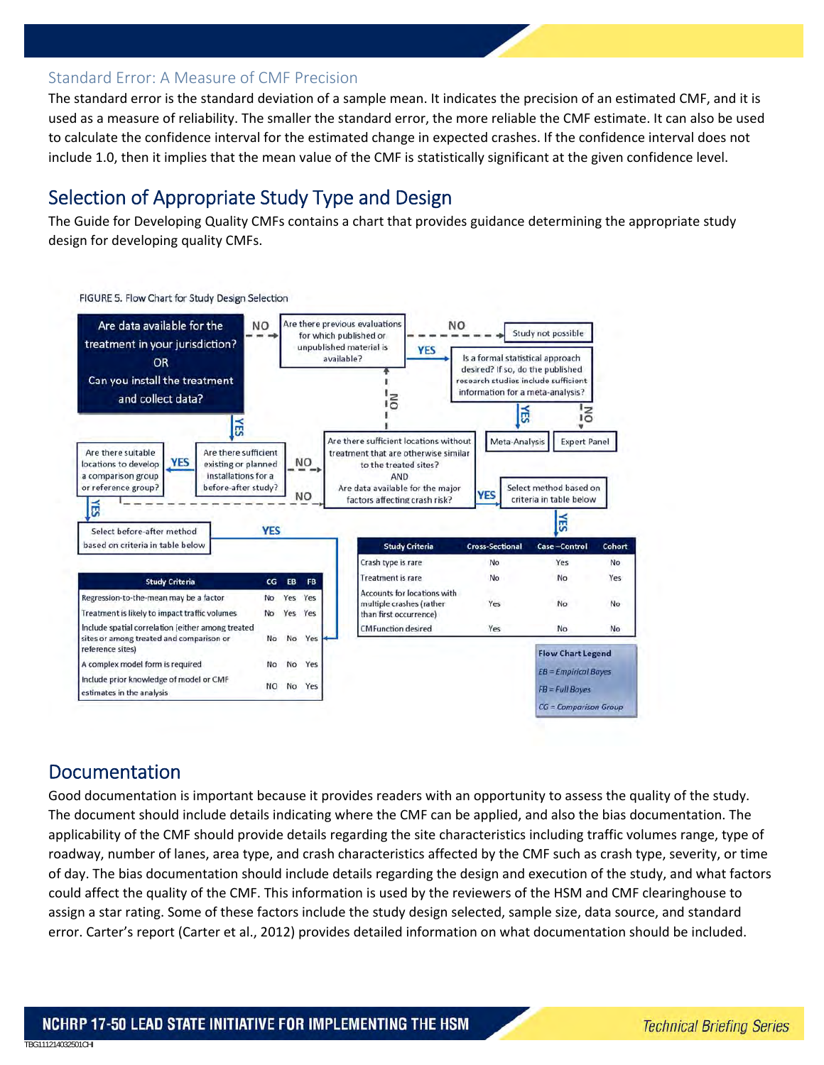## Standard Error: A Measure of CMF Precision

The standard error is the standard deviation of a sample mean. It indicates the precision of an estimated CMF, and it is used as a measure of reliability. The smaller the standard error, the more reliable the CMF estimate. It can also be used to calculate the confidence interval for the estimated change in expected crashes. If the confidence interval does not include 1.0, then it implies that the mean value of the CMF is statistically significant at the given confidence level.

## Selection of Appropriate Study Type and Design

The Guide for Developing Quality CMFs contains a chart that provides guidance determining the appropriate study design for developing quality CMFs.

FIGURE 5. Flow Chart for Study Design Selection

- Are data available for the treatment in your jurisdiction? OR Can you install the treatment and collect data?
  - NO → Are there previous evaluations for which published or unpublished material is available?
    - NO → Study not possible
    - YES → Is a formal statistical approach desired? If so, do the published research studies include sufficient information for a meta-analysis?
      - YES → Meta-Analysis
      - NO → Expert Panel
  - YES → Are there sufficient existing or planned installations for a before-after study?
    - YES → Are there suitable locations to develop a comparison group or reference group?
      - YES → Select before-after method based on criteria in table below
      - NO → Are there sufficient locations without treatment that are otherwise similar to the treated sites? AND Are data available for the major factors affecting crash risk?
    - NO → Are there sufficient locations without treatment that are otherwise similar to the treated sites? AND Are data available for the major factors affecting crash risk?
      - YES → Select method based on criteria in table below
      - NO → Are there previous evaluations for which published or unpublished material is available?

| Study Criteria | CG | EB | FB |
|---|---|---|---|
| Regression-to-the-mean may be a factor | No | Yes | Yes |
| Treatment is likely to impact traffic volumes | No | Yes | Yes |
| Include spatial correlation (either among treated sites or among treated and comparison or reference sites) | No | No | Yes |
| A complex model form is required | No | No | Yes |
| Include prior knowledge of model or CMF estimates in the analysis | No | No | Yes |

| Study Criteria | Cross-Sectional | Case–Control | Cohort |
|---|---|---|---|
| Crash type is rare | No | Yes | No |
| Treatment is rare | No | No | Yes |
| Accounts for locations with multiple crashes (rather than first occurrence) | Yes | No | No |
| CMFunction desired | Yes | No | No |

Flow Chart Legend

*EB = Empirical Bayes*

*FB = Full Bayes*

*CG = Comparison Group*

## Documentation

Good documentation is important because it provides readers with an opportunity to assess the quality of the study. The document should include details indicating where the CMF can be applied, and also the bias documentation. The applicability of the CMF should provide details regarding the site characteristics including traffic volumes range, type of roadway, number of lanes, area type, and crash characteristics affected by the CMF such as crash type, severity, or time of day. The bias documentation should include details regarding the design and execution of the study, and what factors could affect the quality of the CMF. This information is used by the reviewers of the HSM and CMF clearinghouse to assign a star rating. Some of these factors include the study design selected, sample size, data source, and standard error. Carter's report (Carter et al., 2012) provides detailed information on what documentation should be included.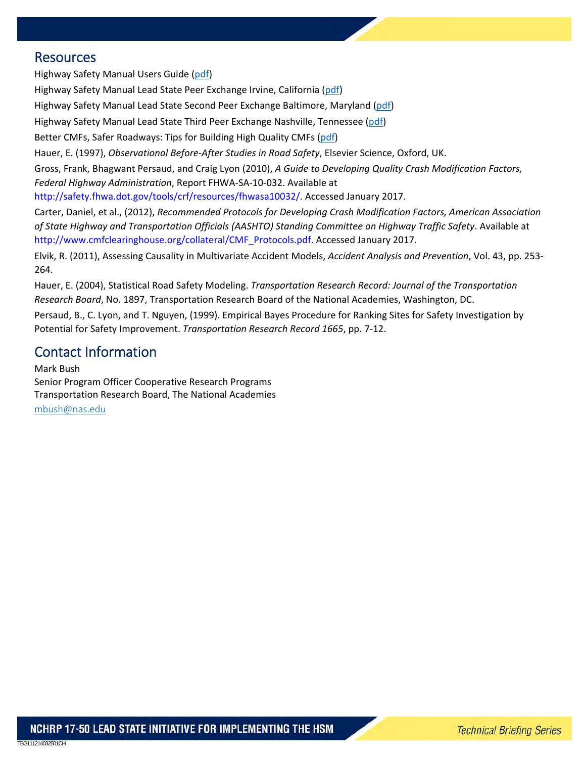## Resources

Highway Safety Manual Users Guide (pdf)

Highway Safety Manual Lead State Peer Exchange Irvine, California (pdf)

Highway Safety Manual Lead State Second Peer Exchange Baltimore, Maryland (pdf)

Highway Safety Manual Lead State Third Peer Exchange Nashville, Tennessee (pdf)

Better CMFs, Safer Roadways: Tips for Building High Quality CMFs (pdf)

Hauer, E. (1997), *Observational Before-After Studies in Road Safety*, Elsevier Science, Oxford, UK.

Gross, Frank, Bhagwant Persaud, and Craig Lyon (2010), *A Guide to Developing Quality Crash Modification Factors, Federal Highway Administration*, Report FHWA-SA-10-032. Available at http://safety.fhwa.dot.gov/tools/crf/resources/fhwasa10032/. Accessed January 2017.

Carter, Daniel, et al., (2012), *Recommended Protocols for Developing Crash Modification Factors, American Association of State Highway and Transportation Officials (AASHTO) Standing Committee on Highway Traffic Safety*. Available at http://www.cmfclearinghouse.org/collateral/CMF_Protocols.pdf. Accessed January 2017.

Elvik, R. (2011), Assessing Causality in Multivariate Accident Models, *Accident Analysis and Prevention*, Vol. 43, pp. 253-264.

Hauer, E. (2004), Statistical Road Safety Modeling. *Transportation Research Record: Journal of the Transportation Research Board*, No. 1897, Transportation Research Board of the National Academies, Washington, DC.

Persaud, B., C. Lyon, and T. Nguyen, (1999). Empirical Bayes Procedure for Ranking Sites for Safety Investigation by Potential for Safety Improvement. *Transportation Research Record 1665*, pp. 7-12.

## Contact Information

Mark Bush
Senior Program Officer Cooperative Research Programs
Transportation Research Board, The National Academies
mbush@nas.edu